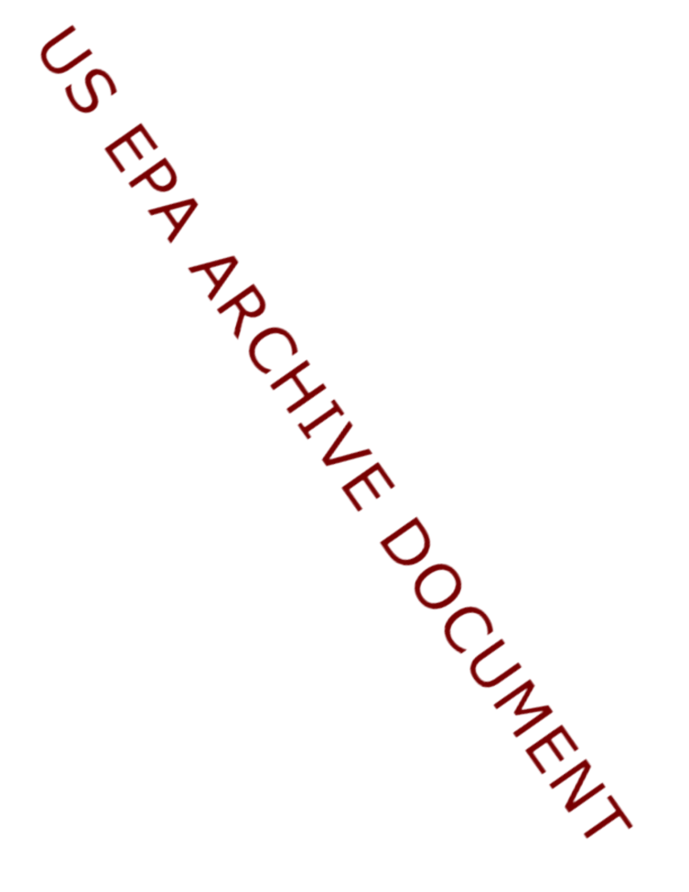US EPA ARCHIVE DOCUMENT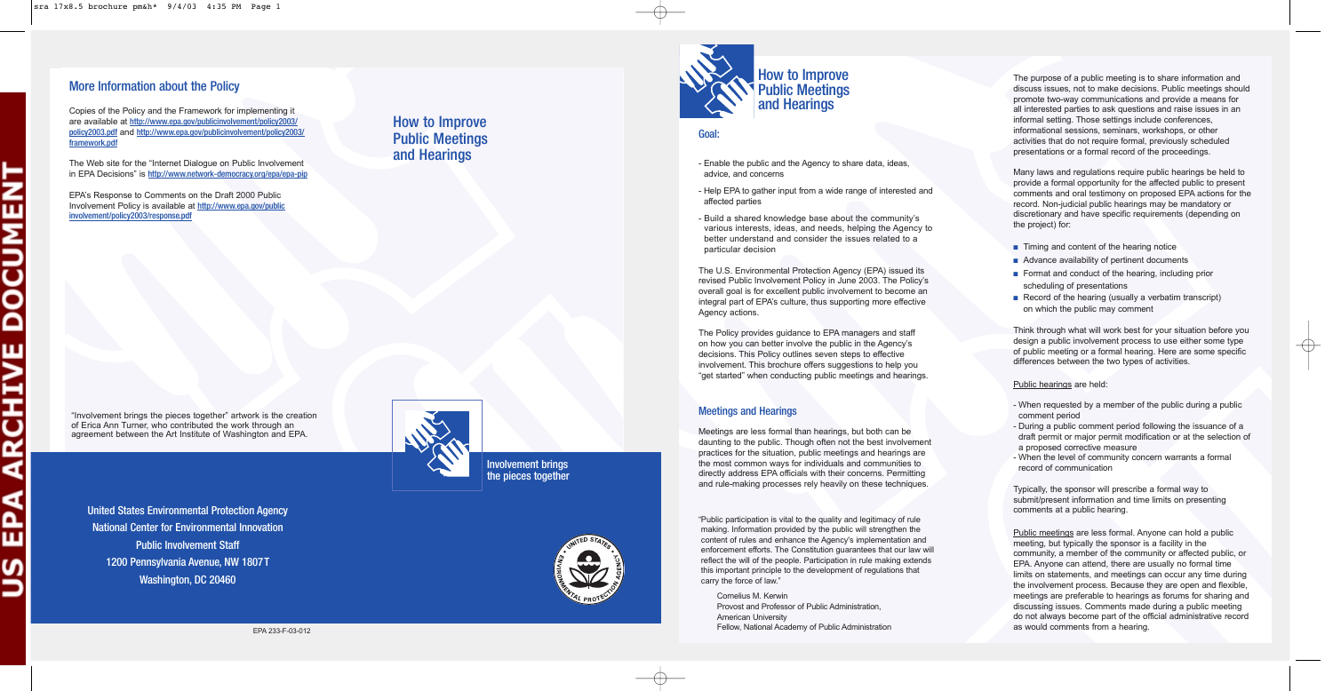## More Information about the Policy

Copies of the Policy and the Framework for implementing it are available at http://www.epa.gov/publicinvolvement/policy2003/policy2003.pdf and http://www.epa.gov/publicinvolvement/policy2003/framework.pdf

The Web site for the "Internet Dialogue on Public Involvement in EPA Decisions" is http://www.network-democracy.org/epa/epa-pip

EPA's Response to Comments on the Draft 2000 Public Involvement Policy is available at http://www.epa.gov/publicinvolvement/policy2003/response.pdf

"Involvement brings the pieces together" artwork is the creation of Erica Ann Turner, who contributed the work through an agreement between the Art Institute of Washington and EPA.

United States Environmental Protection Agency
National Center for Environmental Innovation
Public Involvement Staff
1200 Pennsylvania Avenue, NW 1807T
Washington, DC 20460

EPA 233-F-03-012

# How to Improve Public Meetings and Hearings

Involvement brings the pieces together

## How to Improve Public Meetings and Hearings

### Goal:

- Enable the public and the Agency to share data, ideas, advice, and concerns
- Help EPA to gather input from a wide range of interested and affected parties
- Build a shared knowledge base about the community's various interests, ideas, and needs, helping the Agency to better understand and consider the issues related to a particular decision

The U.S. Environmental Protection Agency (EPA) issued its revised Public Involvement Policy in June 2003. The Policy's overall goal is for excellent public involvement to become an integral part of EPA's culture, thus supporting more effective Agency actions.

The Policy provides guidance to EPA managers and staff on how you can better involve the public in the Agency's decisions. This Policy outlines seven steps to effective involvement. This brochure offers suggestions to help you "get started" when conducting public meetings and hearings.

### Meetings and Hearings

Meetings are less formal than hearings, but both can be daunting to the public. Though often not the best involvement practices for the situation, public meetings and hearings are the most common ways for individuals and communities to directly address EPA officials with their concerns. Permitting and rule-making processes rely heavily on these techniques.

"Public participation is vital to the quality and legitimacy of rule making. Information provided by the public will strengthen the content of rules and enhance the Agency's implementation and enforcement efforts. The Constitution guarantees that our law will reflect the will of the people. Participation in rule making extends this important principle to the development of regulations that carry the force of law."

Cornelius M. Kerwin
Provost and Professor of Public Administration,
American University
Fellow, National Academy of Public Administration

The purpose of a public meeting is to share information and discuss issues, not to make decisions. Public meetings should promote two-way communications and provide a means for all interested parties to ask questions and raise issues in an informal setting. Those settings include conferences, informational sessions, seminars, workshops, or other activities that do not require formal, previously scheduled presentations or a formal record of the proceedings.

Many laws and regulations require public hearings be held to provide a formal opportunity for the affected public to present comments and oral testimony on proposed EPA actions for the record. Non-judicial public hearings may be mandatory or discretionary and have specific requirements (depending on the project) for:

- Timing and content of the hearing notice
- Advance availability of pertinent documents
- Format and conduct of the hearing, including prior scheduling of presentations
- Record of the hearing (usually a verbatim transcript) on which the public may comment

Think through what will work best for your situation before you design a public involvement process to use either some type of public meeting or a formal hearing. Here are some specific differences between the two types of activities.

Public hearings are held:

- When requested by a member of the public during a public comment period
- During a public comment period following the issuance of a draft permit or major permit modification or at the selection of a proposed corrective measure
- When the level of community concern warrants a formal record of communication

Typically, the sponsor will prescribe a formal way to submit/present information and time limits on presenting comments at a public hearing.

Public meetings are less formal. Anyone can hold a public meeting, but typically the sponsor is a facility in the community, a member of the community or affected public, or EPA. Anyone can attend, there are usually no formal time limits on statements, and meetings can occur any time during the involvement process. Because they are open and flexible, meetings are preferable to hearings as forums for sharing and discussing issues. Comments made during a public meeting do not always become part of the official administrative record as would comments from a hearing.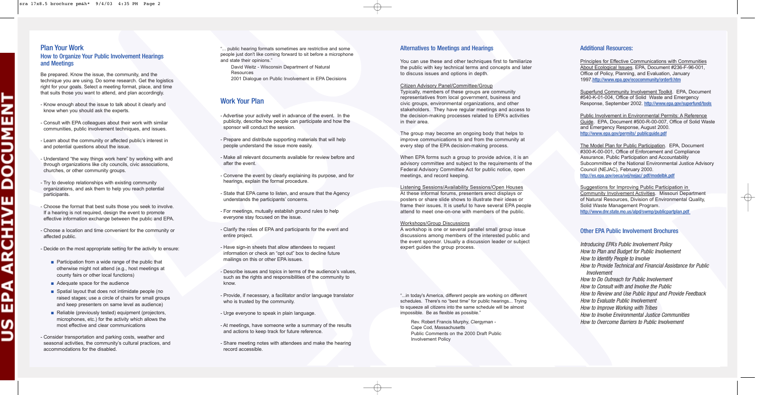## Plan Your Work

### How to Organize Your Public Involvement Hearings and Meetings

Be prepared. Know the issue, the community, and the technique you are using. Do some research. Get the logistics right for your goals. Select a meeting format, place, and time that suits those you want to attend, and plan accordingly.

- Know enough about the issue to talk about it clearly and know when you should ask the experts.
- Consult with EPA colleagues about their work with similar communities, public involvement techniques, and issues.
- Learn about the community or affected public's interest in and potential questions about the issue.
- Understand "the way things work here" by working with and through organizations like city councils, civic associations, churches, or other community groups.
- Try to develop relationships with existing community organizations, and ask them to help you reach potential participants.
- Choose the format that best suits those you seek to involve. If a hearing is not required, design the event to promote effective information exchange between the public and EPA.
- Choose a location and time convenient for the community or affected public.
- Decide on the most appropriate setting for the activity to ensure:
  - Participation from a wide range of the public that otherwise might not attend (e.g., host meetings at county fairs or other local functions)
  - Adequate space for the audience
  - Spatial layout that does not intimidate people (no raised stages; use a circle of chairs for small groups and keep presenters on same level as audience)
  - Reliable (previously tested) equipment (projectors, microphones, etc.) for the activity which allows the most effective and clear communications
- Consider transportation and parking costs, weather and seasonal activities, the community's cultural practices, and accommodations for the disabled.

"... public hearing formats sometimes are restrictive and some people just don't like coming forward to sit before a microphone and state their opinions."

David Weitz - Wisconsin Department of Natural Resources
2001 Dialogue on Public Involvement in EPA Decisions

## Work Your Plan

- Advertise your activity well in advance of the event. In the publicity, describe how people can participate and how the sponsor will conduct the session.
- Prepare and distribute supporting materials that will help people understand the issue more easily.
- Make all relevant documents available for review before and after the event.
- Convene the event by clearly explaining its purpose, and for hearings, explain the formal procedure.
- State that EPA came to listen, and ensure that the Agency understands the participants' concerns.
- For meetings, mutually establish ground rules to help everyone stay focused on the issue.
- Clarify the roles of EPA and participants for the event and entire project.
- Have sign-in sheets that allow attendees to request information or check an "opt out" box to decline future mailings on this or other EPA issues.
- Describe issues and topics in terms of the audience's values, such as the rights and responsibilities of the community to know.
- Provide, if necessary, a facilitator and/or language translator who is trusted by the community.
- Urge everyone to speak in plain language.
- At meetings, have someone write a summary of the results and actions to keep track for future reference.
- Share meeting notes with attendees and make the hearing record accessible.

## Alternatives to Meetings and Hearings

You can use these and other techniques first to familiarize the public with key technical terms and concepts and later to discuss issues and options in depth.

Citizen Advisory Panel/Committee/Group
Typically, members of these groups are community representatives from local government, business and civic groups, environmental organizations, and other stakeholders. They have regular meetings and access to the decision-making processes related to EPA's activities in their area.

The group may become an ongoing body that helps to improve communications to and from the community at every step of the EPA decision-making process.

When EPA forms such a group to provide advice, it is an advisory committee and subject to the requirements of the Federal Advisory Committee Act for public notice, open meetings, and record keeping.

Listening Sessions/Availability Sessions/Open Houses
At these informal forums, presenters erect displays or posters or share slide shows to illustrate their ideas or frame their issues. It is useful to have several EPA people attend to meet one-on-one with members of the public.

Workshops/Group Discussions
A workshop is one or several parallel small group issue discussions among members of the interested public and the event sponsor. Usually a discussion leader or subject expert guides the group process.

"...in today's America, different people are working on different schedules. There's no "best time" for public hearings... Trying to squeeze all citizens into the same schedule will be almost impossible. Be as flexible as possible."

Rev. Robert Francis Murphy, Clergyman - Cape Cod, Massachusetts
Public Comments on the 2000 Draft Public Involvement Policy

## Additional Resources:

Principles for Effective Communications with Communities About Ecological Issues. EPA, Document #236-F-96-001, Office of Policy, Planning, and Evaluation, January 1997. http://www.epa.gov/ecocommunity/order9.htm

Superfund Community Involvement Toolkit. EPA, Document #540-K-01-004, Office of Solid Waste and Emergency Response, September 2002. http://www.epa.gov/superfund/tools

Public Involvement in Environmental Permits: A Reference Guide. EPA, Document #500-R-00-007, Office of Solid Waste and Emergency Response, August 2000. http://www.epa.gov/permits/ publicguide.pdf

The Model Plan for Public Participation. EPA, Document #300-K-00-001, Office of Enforcement and Compliance Assurance, Public Participation and Accountability Subcommittee of the National Environmental Justice Advisory Council (NEJAC), February 2000. http://es.epa.gov/oeca/oej/nejac/ pdf/modelbk.pdf

Suggestions for Improving Public Participation in Community Involvement Activities. Missouri Department of Natural Resources, Division of Environmental Quality, Solid Waste Management Program. http://www.dnr.state.mo.us/alpd/swmp/publicpartplan.pdf

## Other EPA Public Involvement Brochures

*Introducing EPA's Public Involvement Policy*
*How to Plan and Budget for Public Involvement*
*How to Identify People to Involve*
*How to Provide Technical and Financial Assistance for Public Involvement*
*How to Do Outreach for Public Involvement*
*How to Consult with and Involve the Public*
*How to Review and Use Public Input and Provide Feedback*
*How to Evaluate Public Involvement*
*How to Improve Working with Tribes*
*How to Involve Environmental Justice Communities*
*How to Overcome Barriers to Public Involvement*